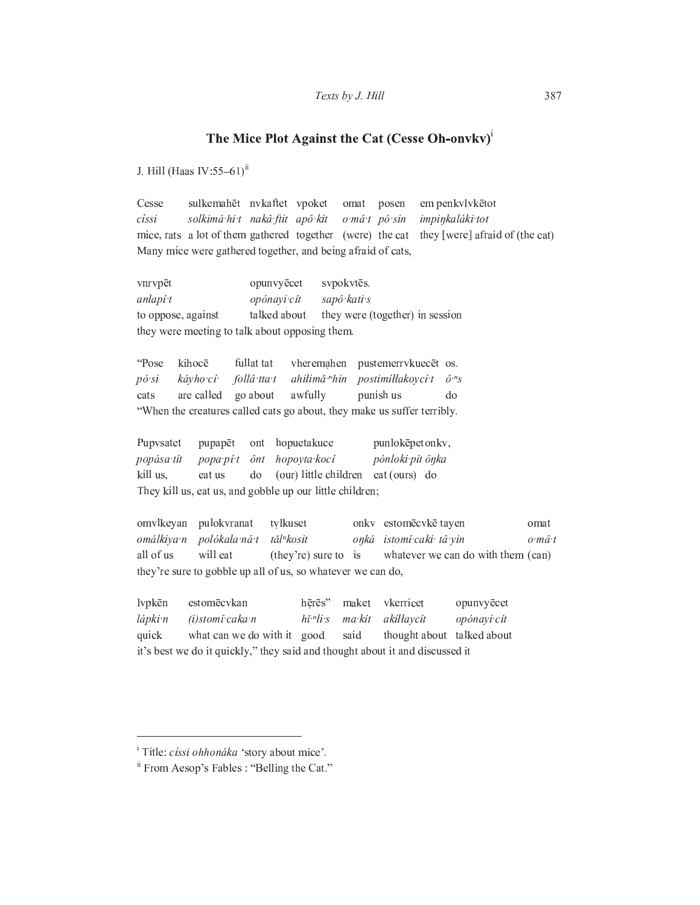## The Mice Plot Against the Cat (Cesse Oh-onvkv)[i]

J. Hill (Haas IV:55–61)[ii]

| Cesse | sulkemahēt | nvkaftet | vpoket | omat | posen | em penkvlvkētot |
|---|---|---|---|---|---|---|
| *císsi* | *solkimá·hi·t* | *nakâ·ftit* | *apô·kit* | *o·mâ·t* | *pó·sin* | *impiŋkaláki·tot* |
| mice, rats | a lot of them | gathered | together | (were) | the cat | they [were] afraid of (the cat) |

Many mice were gathered together, and being afraid of cats,

| vnrvpēt | opunvyēcet | svpokvtēs. |
|---|---|---|
| *anłapí·t* | *opónayi·cít* | *sapô·kati·s* |
| to oppose, against | talked about | they were (together) in session |

they were meeting to talk about opposing them.

| "Pose | kihocē | fullat tat | vheremạhen | pustemerrvkuecēt | os. |
|---|---|---|---|---|---|
| *pó·si* | *káyho·cí·* | *follâ·tta·t* | *ahiłimă·ⁿhin* | *postimíłłakoycí·t* | *ô·ⁿs* |
| cats | are called | go about | awfully | punish us | do |

"When the creatures called cats go about, they make us suffer terribly.

| Pupvsatet | pupapēt | ont | hopuetakuce | punlokēpetonkv, | |
|---|---|---|---|---|---|
| *popása·tít* | *popa·pí·t* | *ônt* | *hopoyta·kocí* | *pónloki·pít* | *ôŋka* |
| kill us, | eat us | do | (our) little children | eat (ours) | do |

They kill us, eat us, and gobble up our little children;

| omvlkeyan | pulokvranat | tẹlkuset | onkv | estomēcvkē tayen | omat |
|---|---|---|---|---|---|
| *omálkiya·n* | *polókała·nâ·t* | *tăl̃ⁿkosit* | *oŋká* | *istomí·caki· tâ·yin* | *o·mâ·t* |
| all of us | will eat | (they're) sure to | is | whatever we can do with them | (can) |

they're sure to gobble up all of us, so whatever we can do,

| lvpkēn | estomēcvkan | hẹ̄rēs" | maket | vkerriẹet | opunvyēcet |
|---|---|---|---|---|---|
| *lápki·n* | *(i)stomî·caka·n* | *hĭ·ⁿłi·s* | *ma·kít* | *akíłłaycít* | *opónayi·cít* |
| quick | what can we do with it | good | said | thought about | talked about |

it's best we do it quickly," they said and thought about it and discussed it

---

[i] Title: *císsi ohhonáka* 'story about mice'.

[ii] From Aesop's Fables : "Belling the Cat."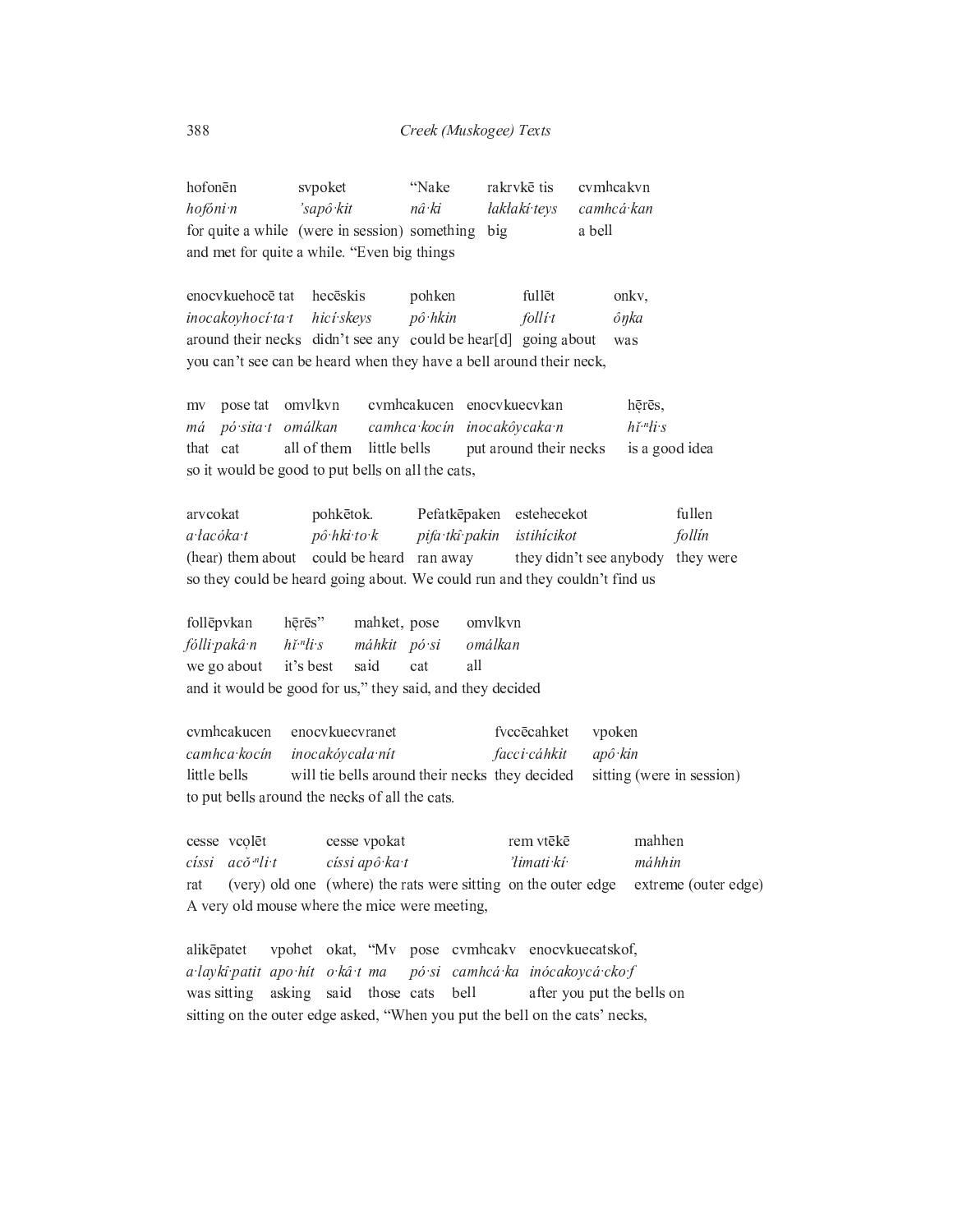| hofonēn | svpoket | “Nake | rakrvkē tis | cvmhcakvn |
|---|---|---|---|---|
| *hofóni·n* | *’sapô·kit* | *nâ·ki* | *łakłakí·teys* | *camhcá·kan* |
| for quite a while | (were in session) | something | big | a bell |

and met for quite a while. “Even big things

| enocvkuehocē tat | hecēskis | pohken | fullēt | onkv, |
|---|---|---|---|---|
| *inocakoyhocí·ta·t* | *hicí·skeys* | *pô·hkin* | *follí·t* | *ôŋka* |
| around their necks | didn’t see any | could be hear[d] | going about | was |

you can’t see can be heard when they have a bell around their neck,

| mv | pose tat | omvlkvn | cvmhcakucen | enocvkuecvkan | hẹ̄rēs, |
|---|---|---|---|---|---|
| *má* | *pó·sita·t* | *omálkan* | *camhca·kocín* | *inocakôycaka·n* | *hĭ$^{n}$łi·s* |
| that | cat | all of them | little bells | put around their necks | is a good idea |

so it would be good to put bells on all the cats,

| arvcokat | pohkētok. | Pefatkēpaken | estehecekot | fullen |
|---|---|---|---|---|
| *a·łacóka·t* | *pô·hki·to·k* | *pifa·tkí·pakin* | *istihícikot* | *follín* |
| (hear) them about | could be heard | ran away | they didn’t see anybody | they were |

so they could be heard going about. We could run and they couldn’t find us

| follēpvkan | hẹ̄rēs” | mahket, | pose | omvlkvn |
|---|---|---|---|---|
| *fólli·pakâ·n* | *hĭ$^{n}$łi·s* | *máhkit* | *pó·si* | *omálkan* |
| we go about | it’s best | said | cat | all |

and it would be good for us,” they said, and they decided

| cvmhcakucen | enocvkuecvranet | fvccēcahket | vpoken |
|---|---|---|---|
| *camhca·kocín* | *inocakóycała·nít* | *facci·cáhkit* | *apô·kin* |
| little bells | will tie bells around their necks | they decided | sitting (were in session) |

to put bells around the necks of all the cats.

| cesse | vcọlēt | cesse vpokat | rem vtēkē | mahhen |
|---|---|---|---|---|
| *císsi* | *acŏ$^{n}$li·t* | *císsi apô·ka·t* | *’łimati·kí·* | *máhhin* |
| rat | (very) old one | (where) the rats were sitting | on the outer edge | extreme (outer edge) |

A very old mouse where the mice were meeting,

| alikēpatet | vpohet | okat, | “Mv | pose | cvmhcakv | enocvkuecatskof, |
|---|---|---|---|---|---|---|
| *a·laykí·patit* | *apo·hít* | *o·kâ·t* | *ma* | *pó·si* | *camhcá·ka* | *inócakoycá·cko·f* |
| was sitting | asking | said | those | cats | bell | after you put the bells on |

sitting on the outer edge asked, “When you put the bell on the cats’ necks,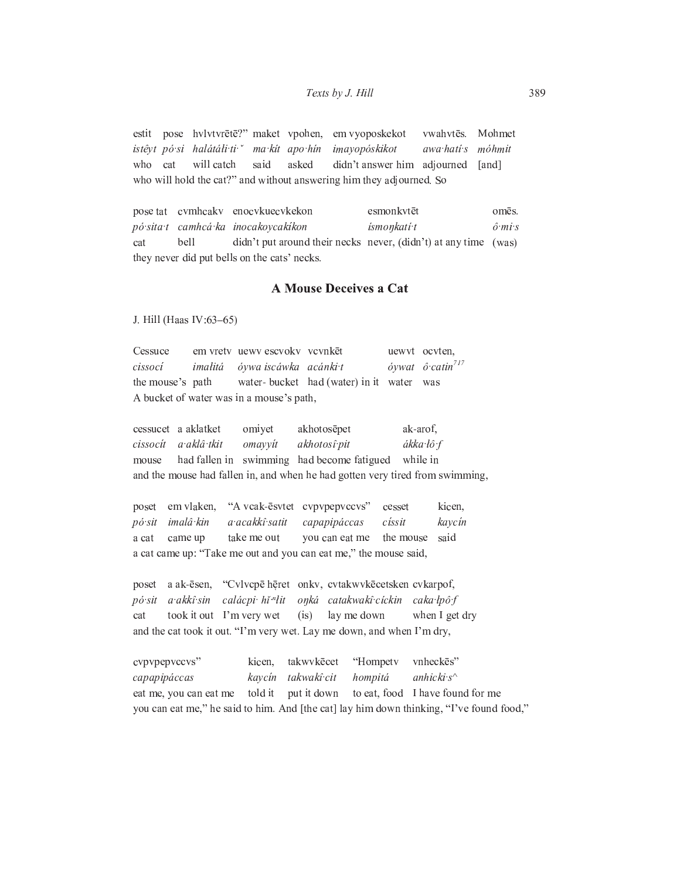| | | | | | | | |
|---|---|---|---|---|---|---|---|
| estit | pose | hvlvtvrētē?" | maket | vpohen, | em vyoposkekot | vwahvtēs. | Mohmet |
| *istêyt* | *pó·si* | *halátáłi·ti·ˇ* | *ma·kít* | *apo·hín* | *imayopóskikot* | *awa·hatí·s* | *móhmit* |
| who | cat | will catch | said | asked | didn't answer him | adjourned | [and] |

who will hold the cat?" and without answering him they adjourned. So

| | | | | |
|---|---|---|---|---|
| pose tat | cvmhcakv | enocvkuecvkekon | esmonkvtēt | omēs. |
| *pó·sita·t* | *camhcá·ka* | *inocakoycakíkon* | *ísmoŋkatí·t* | *ô·mi·s* |
| cat | bell | didn't put around their necks | never, (didn't) at any time | (was) |

they never did put bells on the cats' necks.

## A Mouse Deceives a Cat

J. Hill (Haas IV:63–65)

| | | | | | |
|---|---|---|---|---|---|
| Cessuce | em vretv | uewv escvokv | vcvnkēt | uewvt | ocvten, |
| *cissocí* | *imałitá* | *óywa iscáwka* | *acánki·t* | *óywat* | *ô·catin*[717] |
| the mouse's | path | water- bucket | had (water) in it | water | was |

A bucket of water was in a mouse's path,

| | | | | |
|---|---|---|---|---|
| cessucet | a aklatket | omiyet | akhotosēpet | ak-arof, |
| *cissocít* | *a·aklâ·tkit* | *omayyít* | *akhotosî·pit* | *ákka·łô·f* |
| mouse | had fallen in | swimming | had become fatigued | while in |

and the mouse had fallen in, and when he had gotten very tired from swimming,

| | | | | | |
|---|---|---|---|---|---|
| poset | em vlaken, | "A vcak-ēsvtet | cvpvpepvccvs" | cesset | kicen, |
| *pó·sit* | *imalâ·kin* | *a·acakkî·satit* | *capapipáccas* | *císsit* | *kaycín* |
| a cat | came up | take me out | you can eat me | the mouse | said |

a cat came up: "Take me out and you can eat me," the mouse said,

| | | | | | |
|---|---|---|---|---|---|
| poset | a ak-ēsen, | "Cvlvcpē hẹ̄ret | onkv, | cvtakwvkēcetsken | cvkarpof, |
| *pó·sit* | *a·akkî·sin* | *calácpi· hĭ·ⁿłit* | *oŋká* | *catakwakî·cíckin* | *caka·łpô·f* |
| cat | took it out | I'm very wet | (is) | lay me down | when I get dry |

and the cat took it out. "I'm very wet. Lay me down, and when I'm dry,

| | | | | |
|---|---|---|---|---|
| cvpvpepvccvs" | kicen, | takwvkēcet | "Hompetv | vnheckēs" |
| *capapipáccas* | *kaycín* | *takwakî·cit* | *hompitá* | *anhicki·s^* |
| eat me, you can eat me | told it | put it down | to eat, food | I have found for me |

you can eat me," he said to him. And [the cat] lay him down thinking, "I've found food,"